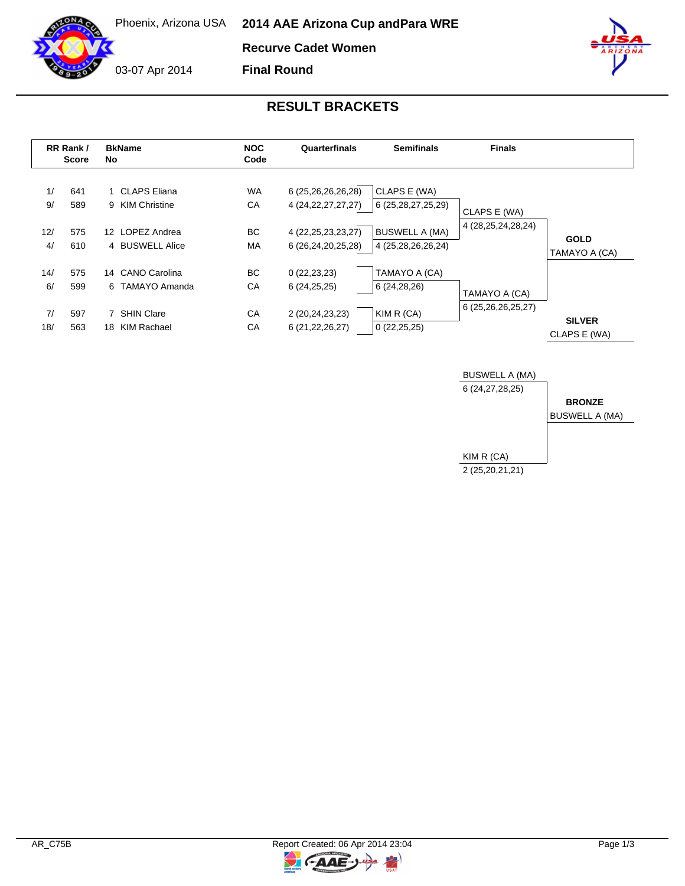# 2014 AAE Arizona Cup andPara WRE

Phoenix, Arizona USA

03-07 Apr 2014

## Recurve Cadet Women

## Final Round

## RESULT BRACKETS

| RR Rank / Score | | BkName No | | NOC Code | Quarterfinals | Semifinals | Finals |
|---|---|---|---|---|---|---|---|
| 1/ | 641 | 1 | CLAPS Eliana | WA | 6 (25,26,26,26,28) | CLAPS E (WA) | |
| 9/ | 589 | 9 | KIM Christine | CA | 4 (24,22,27,27,27) | 6 (25,28,27,25,29) | CLAPS E (WA) |
| 12/ | 575 | 12 | LOPEZ Andrea | BC | 4 (22,25,23,23,27) | BUSWELL A (MA) | 4 (28,25,24,28,24) |
| 4/ | 610 | 4 | BUSWELL Alice | MA | 6 (26,24,20,25,28) | 4 (25,28,26,26,24) | |
| 14/ | 575 | 14 | CANO Carolina | BC | 0 (22,23,23) | TAMAYO A (CA) | |
| 6/ | 599 | 6 | TAMAYO Amanda | CA | 6 (24,25,25) | 6 (24,28,26) | TAMAYO A (CA) |
| 7/ | 597 | 7 | SHIN Clare | CA | 2 (20,24,23,23) | KIM R (CA) | 6 (25,26,26,25,27) |
| 18/ | 563 | 18 | KIM Rachael | CA | 6 (21,22,26,27) | 0 (22,25,25) | |

**GOLD**
TAMAYO A (CA)

**SILVER**
CLAPS E (WA)

### Bronze Match

| Finals | |
|---|---|
| BUSWELL A (MA) | 6 (24,27,28,25) |
| KIM R (CA) | 2 (25,20,21,21) |

**BRONZE**
BUSWELL A (MA)

AR_C75B

Report Created: 06 Apr 2014 23:04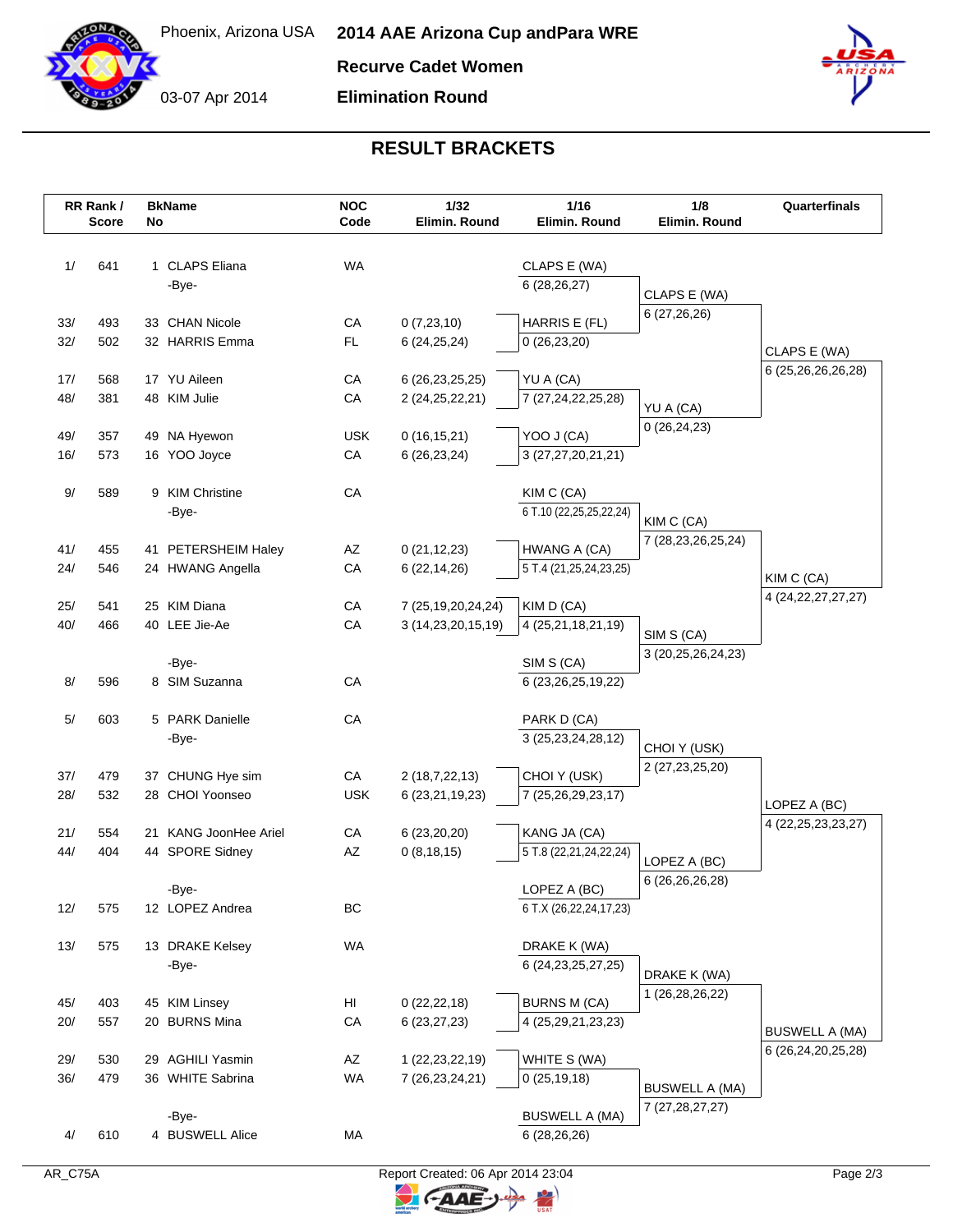# 2014 AAE Arizona Cup andPara WRE

Phoenix, Arizona USA

03-07 Apr 2014

**Recurve Cadet Women**

**Elimination Round**

## RESULT BRACKETS

| RR Rank / Score | BkName No | NOC Code | 1/32 Elimin. Round | 1/16 Elimin. Round | 1/8 Elimin. Round | Quarterfinals |
|---|---|---|---|---|---|---|
| 1/ 641 | 1 CLAPS Eliana | WA | | CLAPS E (WA) 6 (28,26,27) | CLAPS E (WA) 6 (27,26,26) | CLAPS E (WA) 6 (25,26,26,26,28) |
| | -Bye- | | | | | |
| 33/ 493 | 33 CHAN Nicole | CA | 0 (7,23,10) | HARRIS E (FL) 0 (26,23,20) | | |
| 32/ 502 | 32 HARRIS Emma | FL | 6 (24,25,24) | | | |
| 17/ 568 | 17 YU Aileen | CA | 6 (26,23,25,25) | YU A (CA) 7 (27,24,22,25,28) | YU A (CA) 0 (26,24,23) | |
| 48/ 381 | 48 KIM Julie | CA | 2 (24,25,22,21) | | | |
| 49/ 357 | 49 NA Hyewon | USK | 0 (16,15,21) | YOO J (CA) 3 (27,27,20,21,21) | | |
| 16/ 573 | 16 YOO Joyce | CA | 6 (26,23,24) | | | |
| 9/ 589 | 9 KIM Christine | CA | | KIM C (CA) 6 T.10 (22,25,25,22,24) | KIM C (CA) 7 (28,23,26,25,24) | KIM C (CA) 4 (24,22,27,27,27) |
| | -Bye- | | | | | |
| 41/ 455 | 41 PETERSHEIM Haley | AZ | 0 (21,12,23) | HWANG A (CA) 5 T.4 (21,25,24,23,25) | | |
| 24/ 546 | 24 HWANG Angella | CA | 6 (22,14,26) | | | |
| 25/ 541 | 25 KIM Diana | CA | 7 (25,19,20,24,24) | KIM D (CA) 4 (25,21,18,21,19) | SIM S (CA) 3 (20,25,26,24,23) | |
| 40/ 466 | 40 LEE Jie-Ae | CA | 3 (14,23,20,15,19) | | | |
| | -Bye- | | | SIM S (CA) 6 (23,26,25,19,22) | | |
| 8/ 596 | 8 SIM Suzanna | CA | | | | |
| 5/ 603 | 5 PARK Danielle | CA | | PARK D (CA) 3 (25,23,24,28,12) | CHOI Y (USK) 2 (27,23,25,20) | LOPEZ A (BC) 4 (22,25,23,23,27) |
| | -Bye- | | | | | |
| 37/ 479 | 37 CHUNG Hye sim | CA | 2 (18,7,22,13) | CHOI Y (USK) 7 (25,26,29,23,17) | | |
| 28/ 532 | 28 CHOI Yoonseo | USK | 6 (23,21,19,23) | | | |
| 21/ 554 | 21 KANG JoonHee Ariel | CA | 6 (23,20,20) | KANG JA (CA) 5 T.8 (22,21,24,22,24) | LOPEZ A (BC) 6 (26,26,26,28) | |
| 44/ 404 | 44 SPORE Sidney | AZ | 0 (8,18,15) | | | |
| | -Bye- | | | LOPEZ A (BC) 6 T.X (26,22,24,17,23) | | |
| 12/ 575 | 12 LOPEZ Andrea | BC | | | | |
| 13/ 575 | 13 DRAKE Kelsey | WA | | DRAKE K (WA) 6 (24,23,25,27,25) | DRAKE K (WA) 1 (26,28,26,22) | BUSWELL A (MA) 6 (26,24,20,25,28) |
| | -Bye- | | | | | |
| 45/ 403 | 45 KIM Linsey | HI | 0 (22,22,18) | BURNS M (CA) 4 (25,29,21,23,23) | | |
| 20/ 557 | 20 BURNS Mina | CA | 6 (23,27,23) | | | |
| 29/ 530 | 29 AGHILI Yasmin | AZ | 1 (22,23,22,19) | WHITE S (WA) 0 (25,19,18) | BUSWELL A (MA) 7 (27,28,27,27) | |
| 36/ 479 | 36 WHITE Sabrina | WA | 7 (26,23,24,21) | | | |
| | -Bye- | | | BUSWELL A (MA) 6 (28,26,26) | | |
| 4/ 610 | 4 BUSWELL Alice | MA | | | | |

AR_C75A

Report Created: 06 Apr 2014 23:04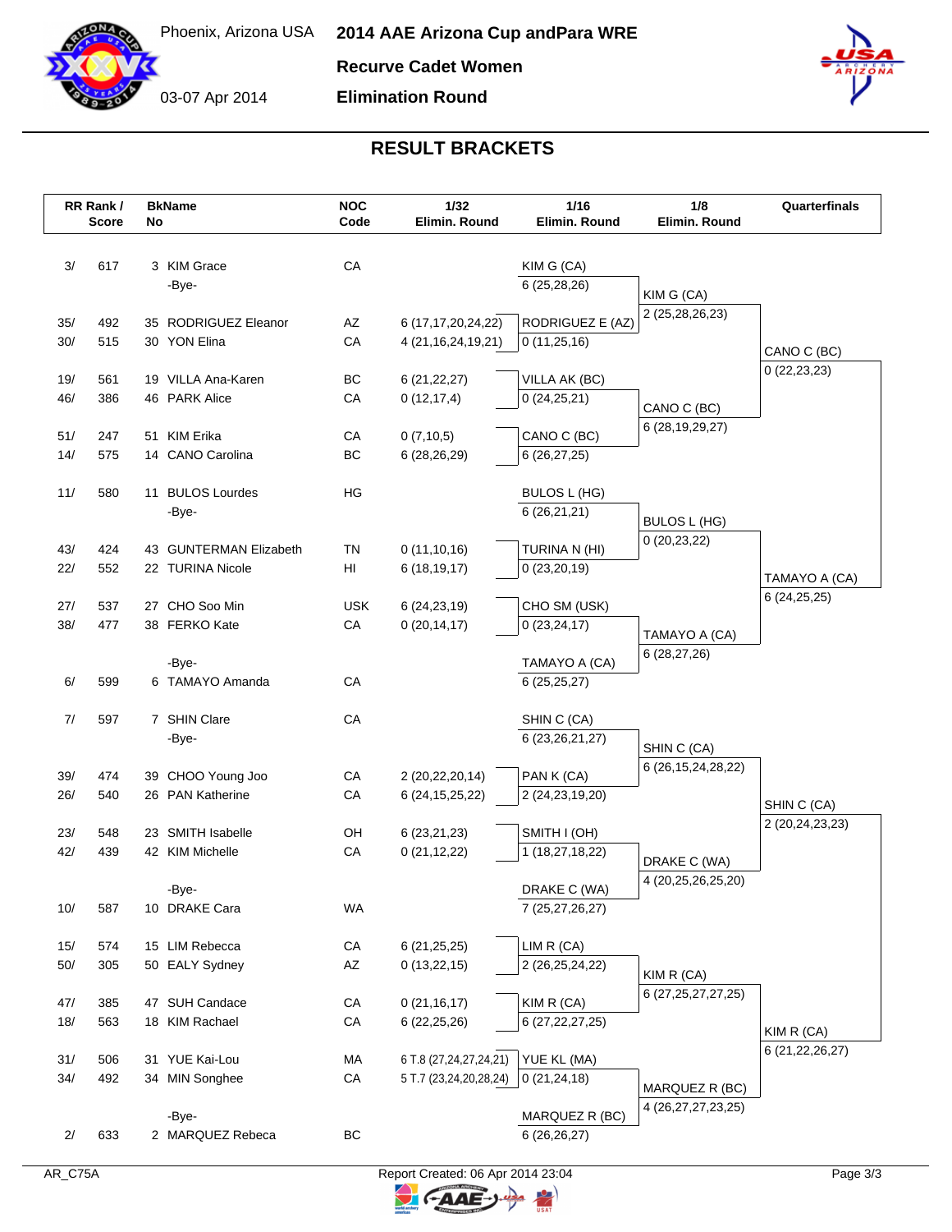# 2014 AAE Arizona Cup andPara WRE

Phoenix, Arizona USA

03-07 Apr 2014

**Recurve Cadet Women**

**Elimination Round**

## RESULT BRACKETS

| RR Rank / Score | | BkName No | | NOC Code | 1/32 Elimin. Round | 1/16 Elimin. Round | 1/8 Elimin. Round | Quarterfinals |
|---|---|---|---|---|---|---|---|---|
| 3/ | 617 | 3 | KIM Grace | CA | | KIM G (CA) 6 (25,28,26) | KIM G (CA) 2 (25,28,26,23) | CANO C (BC) 0 (22,23,23) |
| | | | -Bye- | | | | | |
| 35/ | 492 | 35 | RODRIGUEZ Eleanor | AZ | 6 (17,17,20,24,22) | RODRIGUEZ E (AZ) 0 (11,25,16) | | |
| 30/ | 515 | 30 | YON Elina | CA | 4 (21,16,24,19,21) | | | |
| 19/ | 561 | 19 | VILLA Ana-Karen | BC | 6 (21,22,27) | VILLA AK (BC) 0 (24,25,21) | CANO C (BC) 6 (28,19,29,27) | |
| 46/ | 386 | 46 | PARK Alice | CA | 0 (12,17,4) | | | |
| 51/ | 247 | 51 | KIM Erika | CA | 0 (7,10,5) | CANO C (BC) 6 (26,27,25) | | |
| 14/ | 575 | 14 | CANO Carolina | BC | 6 (28,26,29) | | | |
| 11/ | 580 | 11 | BULOS Lourdes | HG | | BULOS L (HG) 6 (26,21,21) | BULOS L (HG) 0 (20,23,22) | TAMAYO A (CA) 6 (24,25,25) |
| | | | -Bye- | | | | | |
| 43/ | 424 | 43 | GUNTERMAN Elizabeth | TN | 0 (11,10,16) | TURINA N (HI) 0 (23,20,19) | | |
| 22/ | 552 | 22 | TURINA Nicole | HI | 6 (18,19,17) | | | |
| 27/ | 537 | 27 | CHO Soo Min | USK | 6 (24,23,19) | CHO SM (USK) 0 (23,24,17) | TAMAYO A (CA) 6 (28,27,26) | |
| 38/ | 477 | 38 | FERKO Kate | CA | 0 (20,14,17) | | | |
| | | | -Bye- | | | TAMAYO A (CA) 6 (25,25,27) | | |
| 6/ | 599 | 6 | TAMAYO Amanda | CA | | | | |
| 7/ | 597 | 7 | SHIN Clare | CA | | SHIN C (CA) 6 (23,26,21,27) | SHIN C (CA) 6 (26,15,24,28,22) | SHIN C (CA) 2 (20,24,23,23) |
| | | | -Bye- | | | | | |
| 39/ | 474 | 39 | CHOO Young Joo | CA | 2 (20,22,20,14) | PAN K (CA) 2 (24,23,19,20) | | |
| 26/ | 540 | 26 | PAN Katherine | CA | 6 (24,15,25,22) | | | |
| 23/ | 548 | 23 | SMITH Isabelle | OH | 6 (23,21,23) | SMITH I (OH) 1 (18,27,18,22) | DRAKE C (WA) 4 (20,25,26,25,20) | |
| 42/ | 439 | 42 | KIM Michelle | CA | 0 (21,12,22) | | | |
| | | | -Bye- | | | DRAKE C (WA) 7 (25,27,26,27) | | |
| 10/ | 587 | 10 | DRAKE Cara | WA | | | | |
| 15/ | 574 | 15 | LIM Rebecca | CA | 6 (21,25,25) | LIM R (CA) 2 (26,25,24,22) | KIM R (CA) 6 (27,25,27,27,25) | KIM R (CA) 6 (21,22,26,27) |
| 50/ | 305 | 50 | EALY Sydney | AZ | 0 (13,22,15) | | | |
| 47/ | 385 | 47 | SUH Candace | CA | 0 (21,16,17) | KIM R (CA) 6 (27,22,27,25) | | |
| 18/ | 563 | 18 | KIM Rachael | CA | 6 (22,25,26) | | | |
| 31/ | 506 | 31 | YUE Kai-Lou | MA | 6 T.8 (27,24,27,24,21) | YUE KL (MA) 0 (21,24,18) | MARQUEZ R (BC) 4 (26,27,27,23,25) | |
| 34/ | 492 | 34 | MIN Songhee | CA | 5 T.7 (23,24,20,28,24) | | | |
| | | | -Bye- | | | MARQUEZ R (BC) 6 (26,26,27) | | |
| 2/ | 633 | 2 | MARQUEZ Rebeca | BC | | | | |

AR_C75A

Report Created: 06 Apr 2014 23:04